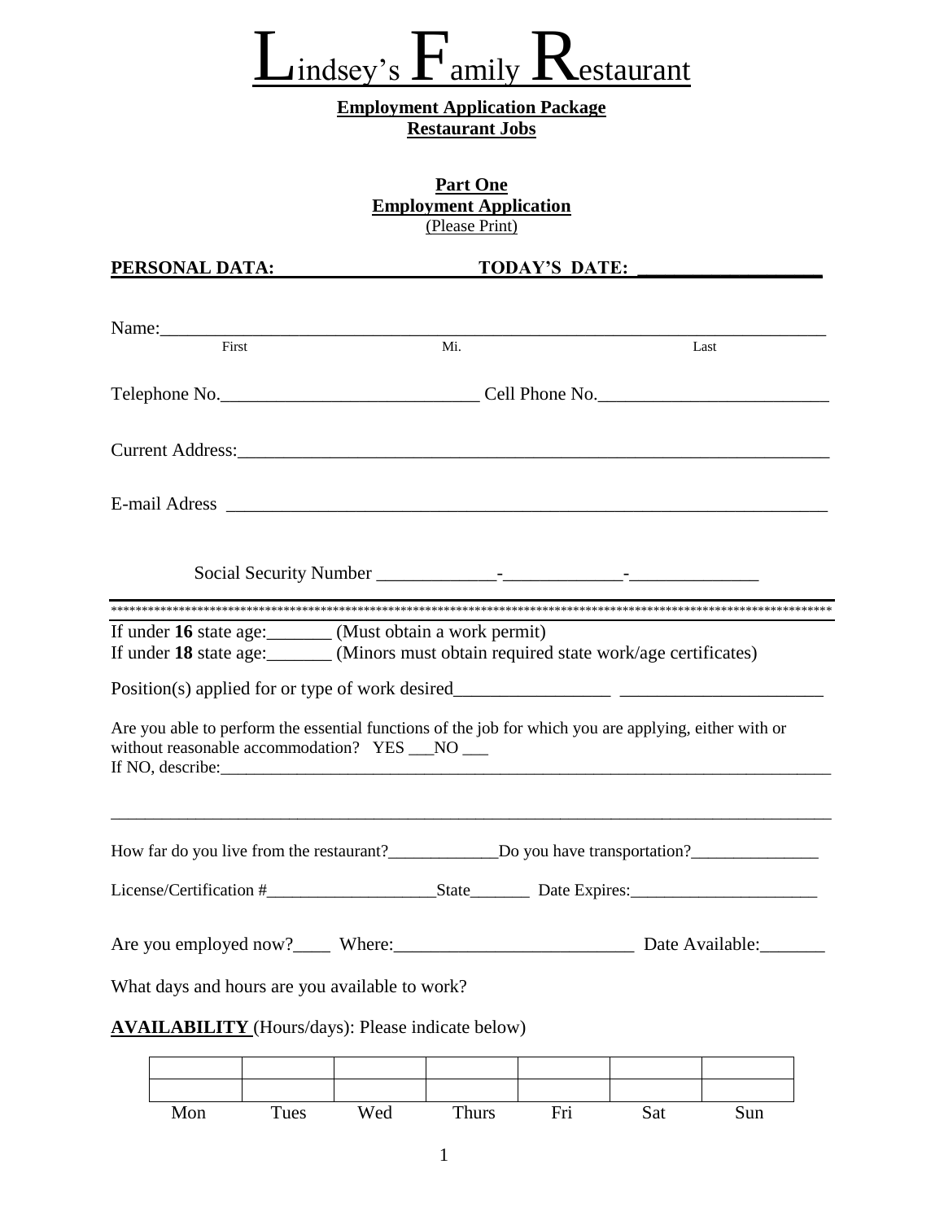# Lindsey's Family Restaurant

**Employment Application Package**
**Restaurant Jobs**

**Part One**
**Employment Application**
(Please Print)

**PERSONAL DATA:** **TODAY'S DATE:** ___________________

Name:_______________________________________________________________________
First Mi. Last

Telephone No.____________________________ Cell Phone No._________________________

Current Address:_________________________________________________________________

E-mail Adress ___________________________________________________________________

Social Security Number _____________-_____________-______________

*******************************************************************************************************************

If under **16** state age:_______ (Must obtain a work permit)
If under **18** state age:_______ (Minors must obtain required state work/age certificates)

Position(s) applied for or type of work desired_________________ ______________________

Are you able to perform the essential functions of the job for which you are applying, either with or without reasonable accommodation? YES ___NO ___
If NO, describe:_____________________________________________________________________________

_____________________________________________________________________________________

How far do you live from the restaurant?_____________Do you have transportation?_______________

License/Certification #____________________State_______ Date Expires:______________________

Are you employed now?____ Where:__________________________ Date Available:_______

What days and hours are you available to work?

**AVAILABILITY** (Hours/days): Please indicate below)

| | | | | | | |
|---|---|---|---|---|---|---|
| | | | | | | |
| | | | | | | |
| Mon | Tues | Wed | Thurs | Fri | Sat | Sun |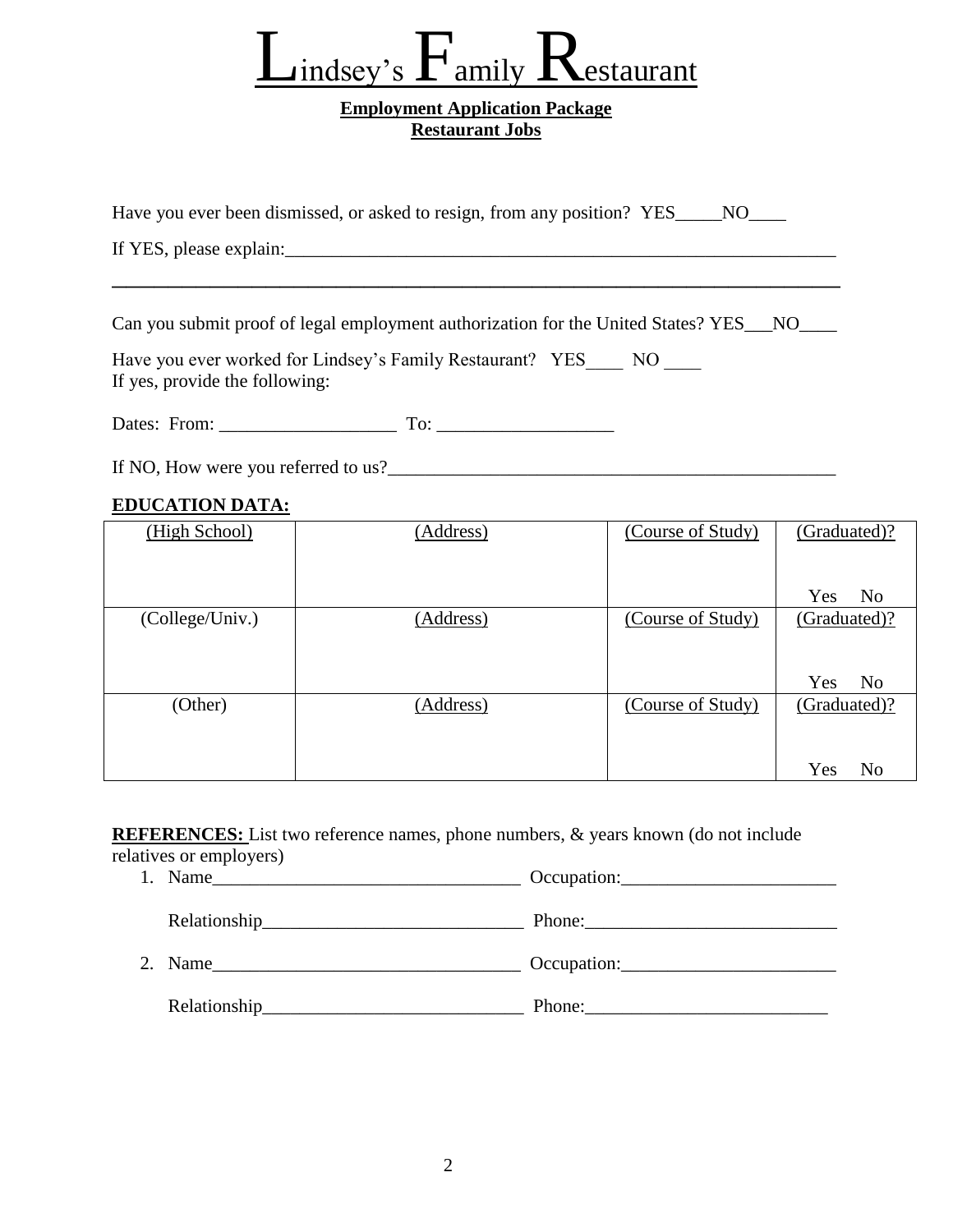# Lindsey's Family Restaurant

**Employment Application Package**
**Restaurant Jobs**

Have you ever been dismissed, or asked to resign, from any position? YES_____NO____

If YES, please explain:_______________________________________________________________

_______________________________________________________________________________

Can you submit proof of legal employment authorization for the United States? YES___NO____

Have you ever worked for Lindsey's Family Restaurant? YES____ NO ____
If yes, provide the following:

Dates: From: ___________________ To: ___________________

If NO, How were you referred to us?_________________________________________________

**EDUCATION DATA:**

| (High School) | (Address) | (Course of Study) | (Graduated)? Yes No |
|---|---|---|---|
| (College/Univ.) | (Address) | (Course of Study) | (Graduated)? Yes No |
| (Other) | (Address) | (Course of Study) | (Graduated)? Yes No |

**REFERENCES:** List two reference names, phone numbers, & years known (do not include relatives or employers)

1. Name_________________________________ Occupation:_______________________

   Relationship____________________________ Phone:___________________________

2. Name_________________________________ Occupation:_______________________

   Relationship____________________________ Phone:__________________________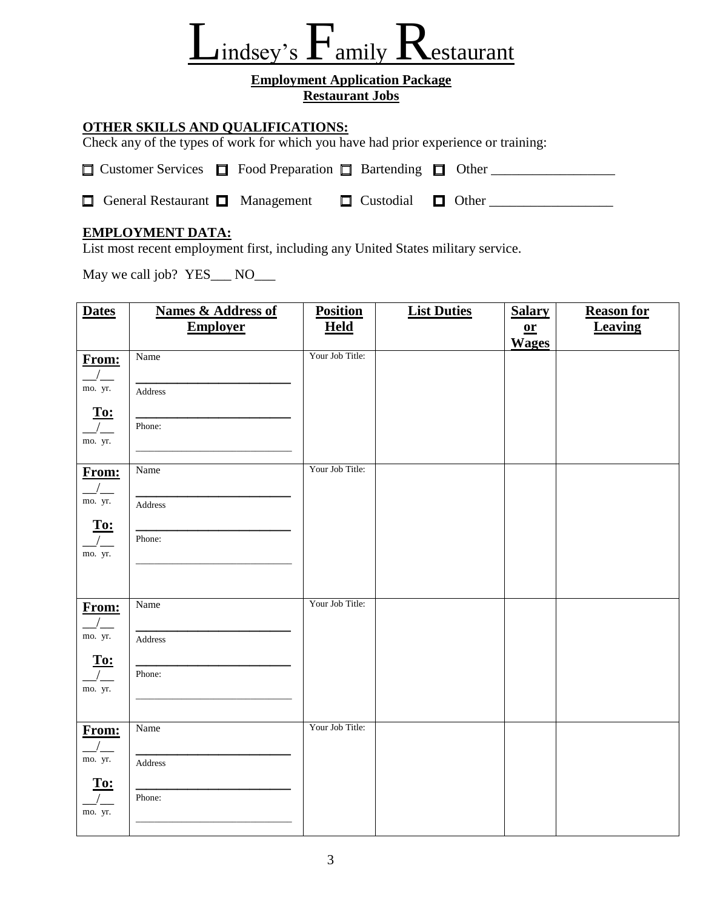# Lindsey's Family Restaurant

**Employment Application Package**
**Restaurant Jobs**

## OTHER SKILLS AND QUALIFICATIONS:

Check any of the types of work for which you have had prior experience or training:

☐ Customer Services ☐ Food Preparation ☐ Bartending ☐ Other __________________

☐ General Restaurant ☐ Management ☐ Custodial ☐ Other __________________

## EMPLOYMENT DATA:

List most recent employment first, including any United States military service.

May we call job? YES___ NO___

| Dates | Names & Address of Employer | Position Held | List Duties | Salary or Wages | Reason for Leaving |
|---|---|---|---|---|---|
| From: __/__ mo. yr. To: __/__ mo. yr. | Name ____________ Address ____________ Phone: ____________ | Your Job Title: | | | |
| From: __/__ mo. yr. To: __/__ mo. yr. | Name ____________ Address ____________ Phone: ____________ | Your Job Title: | | | |
| From: __/__ mo. yr. To: __/__ mo. yr. | Name ____________ Address ____________ Phone: ____________ | Your Job Title: | | | |
| From: __/__ mo. yr. To: __/__ mo. yr. | Name ____________ Address ____________ Phone: ____________ | Your Job Title: | | | |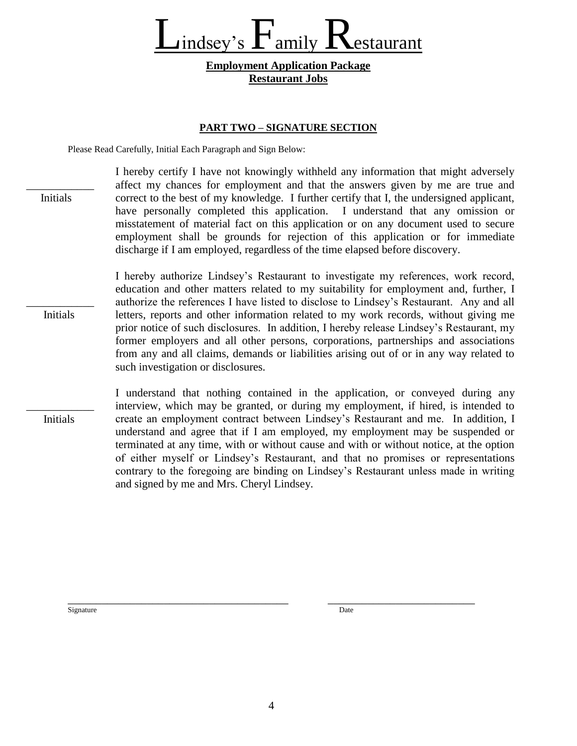# Lindsey's Family Restaurant

**Employment Application Package**
**Restaurant Jobs**

**PART TWO – SIGNATURE SECTION**

Please Read Carefully, Initial Each Paragraph and Sign Below:

____________ Initials

I hereby certify I have not knowingly withheld any information that might adversely affect my chances for employment and that the answers given by me are true and correct to the best of my knowledge. I further certify that I, the undersigned applicant, have personally completed this application. I understand that any omission or misstatement of material fact on this application or on any document used to secure employment shall be grounds for rejection of this application or for immediate discharge if I am employed, regardless of the time elapsed before discovery.

____________ Initials

I hereby authorize Lindsey's Restaurant to investigate my references, work record, education and other matters related to my suitability for employment and, further, I authorize the references I have listed to disclose to Lindsey's Restaurant. Any and all letters, reports and other information related to my work records, without giving me prior notice of such disclosures. In addition, I hereby release Lindsey's Restaurant, my former employers and all other persons, corporations, partnerships and associations from any and all claims, demands or liabilities arising out of or in any way related to such investigation or disclosures.

____________ Initials

I understand that nothing contained in the application, or conveyed during any interview, which may be granted, or during my employment, if hired, is intended to create an employment contract between Lindsey's Restaurant and me. In addition, I understand and agree that if I am employed, my employment may be suspended or terminated at any time, with or without cause and with or without notice, at the option of either myself or Lindsey's Restaurant, and that no promises or representations contrary to the foregoing are binding on Lindsey's Restaurant unless made in writing and signed by me and Mrs. Cheryl Lindsey.

______________________________________________ Signature

______________________________ Date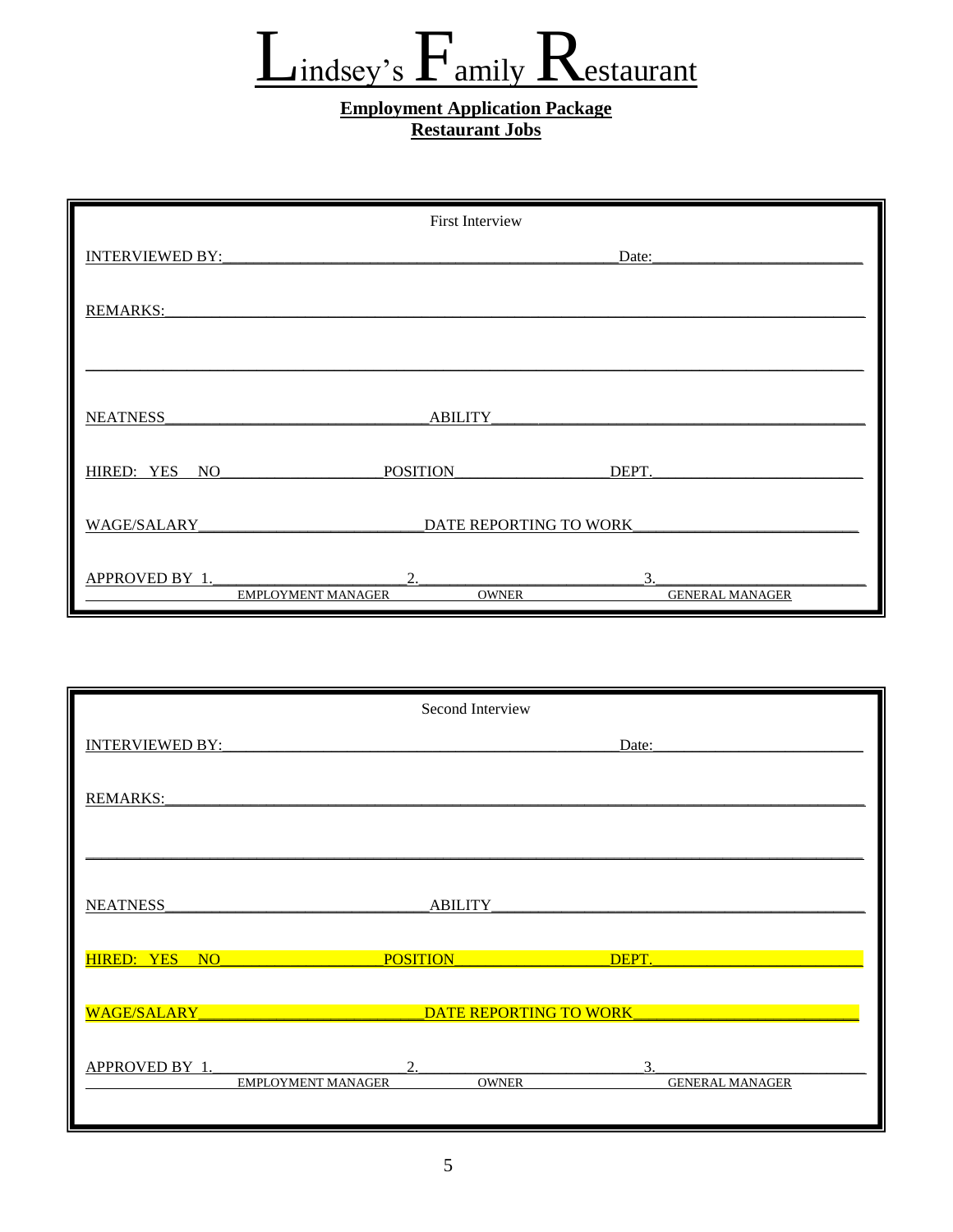# Lindsey's Family Restaurant

**Employment Application Package**
**Restaurant Jobs**

First Interview

INTERVIEWED BY:______________________________ Date:______________________

REMARKS:________________________________________________________________

________________________________________________________________________

NEATNESS______________________ ABILITY__________________________________

HIRED: YES NO______________ POSITION______________ DEPT.__________________

WAGE/SALARY____________________ DATE REPORTING TO WORK____________________

APPROVED BY 1.__________________ 2.__________________ 3.__________________
EMPLOYMENT MANAGER OWNER GENERAL MANAGER

Second Interview

INTERVIEWED BY:______________________________ Date:______________________

REMARKS:________________________________________________________________

________________________________________________________________________

NEATNESS______________________ ABILITY__________________________________

HIRED: YES NO______________ POSITION______________ DEPT.__________________

WAGE/SALARY____________________ DATE REPORTING TO WORK____________________

APPROVED BY 1.__________________ 2.__________________ 3.__________________
EMPLOYMENT MANAGER OWNER GENERAL MANAGER